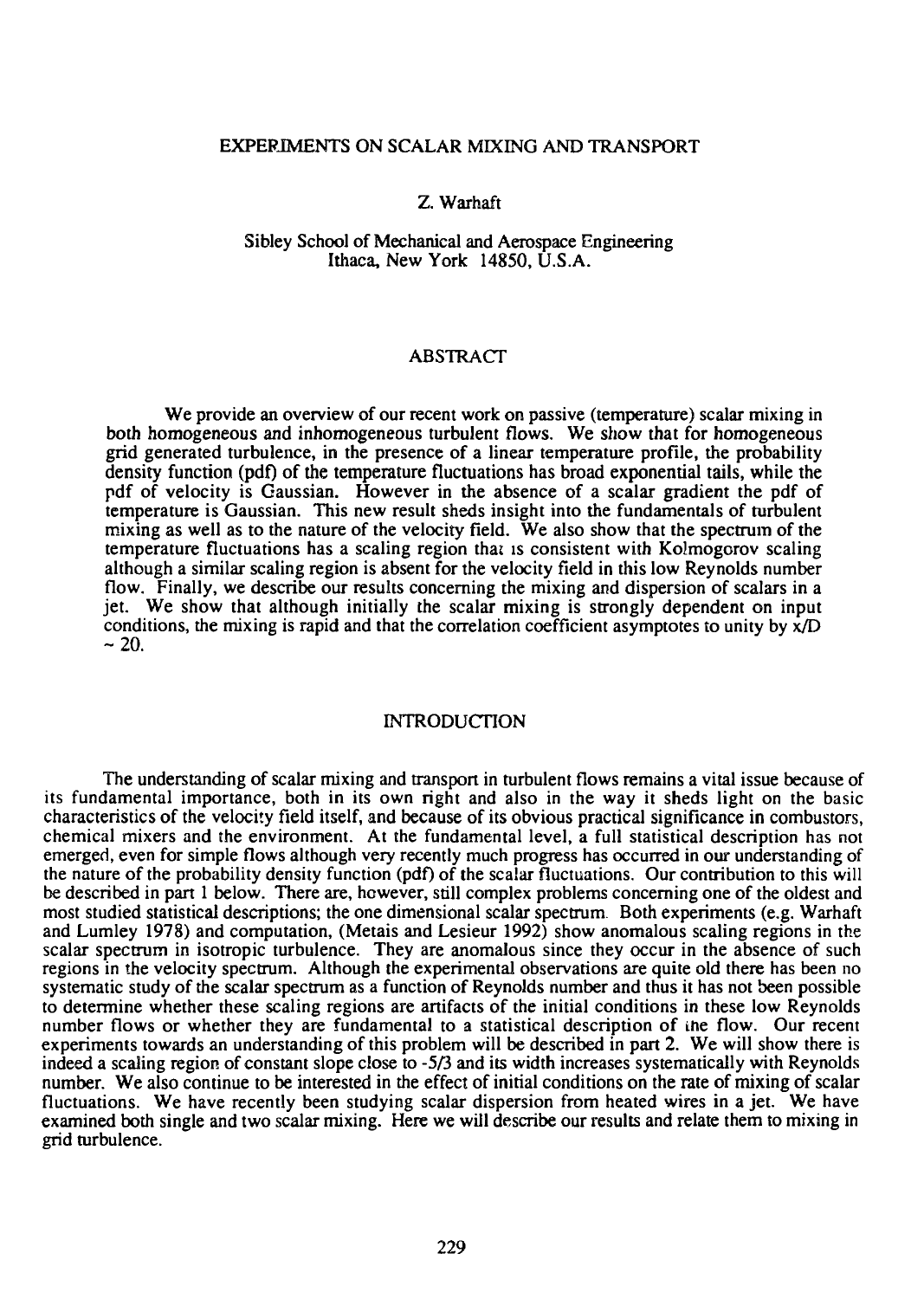# EXPERIMENTS ON SCALAR MIXING AND TRANSPORT

Z. Warhaft

Sibley School of Mechanical and Aerospace Engineering
Ithaca, New York 14850, U.S.A.

## ABSTRACT

We provide an overview of our recent work on passive (temperature) scalar mixing in both homogeneous and inhomogeneous turbulent flows. We show that for homogeneous grid generated turbulence, in the presence of a linear temperature profile, the probability density function (pdf) of the temperature fluctuations has broad exponential tails, while the pdf of velocity is Gaussian. However in the absence of a scalar gradient the pdf of temperature is Gaussian. This new result sheds insight into the fundamentals of turbulent mixing as well as to the nature of the velocity field. We also show that the spectrum of the temperature fluctuations has a scaling region that is consistent with Kolmogorov scaling although a similar scaling region is absent for the velocity field in this low Reynolds number flow. Finally, we describe our results concerning the mixing and dispersion of scalars in a jet. We show that although initially the scalar mixing is strongly dependent on input conditions, the mixing is rapid and that the correlation coefficient asymptotes to unity by $x/D \sim 20$.

## INTRODUCTION

The understanding of scalar mixing and transport in turbulent flows remains a vital issue because of its fundamental importance, both in its own right and also in the way it sheds light on the basic characteristics of the velocity field itself, and because of its obvious practical significance in combustors, chemical mixers and the environment. At the fundamental level, a full statistical description has not emerged, even for simple flows although very recently much progress has occurred in our understanding of the nature of the probability density function (pdf) of the scalar fluctuations. Our contribution to this will be described in part 1 below. There are, however, still complex problems concerning one of the oldest and most studied statistical descriptions; the one dimensional scalar spectrum. Both experiments (e.g. Warhaft and Lumley 1978) and computation, (Metais and Lesieur 1992) show anomalous scaling regions in the scalar spectrum in isotropic turbulence. They are anomalous since they occur in the absence of such regions in the velocity spectrum. Although the experimental observations are quite old there has been no systematic study of the scalar spectrum as a function of Reynolds number and thus it has not been possible to determine whether these scaling regions are artifacts of the initial conditions in these low Reynolds number flows or whether they are fundamental to a statistical description of the flow. Our recent experiments towards an understanding of this problem will be described in part 2. We will show there is indeed a scaling region of constant slope close to -5/3 and its width increases systematically with Reynolds number. We also continue to be interested in the effect of initial conditions on the rate of mixing of scalar fluctuations. We have recently been studying scalar dispersion from heated wires in a jet. We have examined both single and two scalar mixing. Here we will describe our results and relate them to mixing in grid turbulence.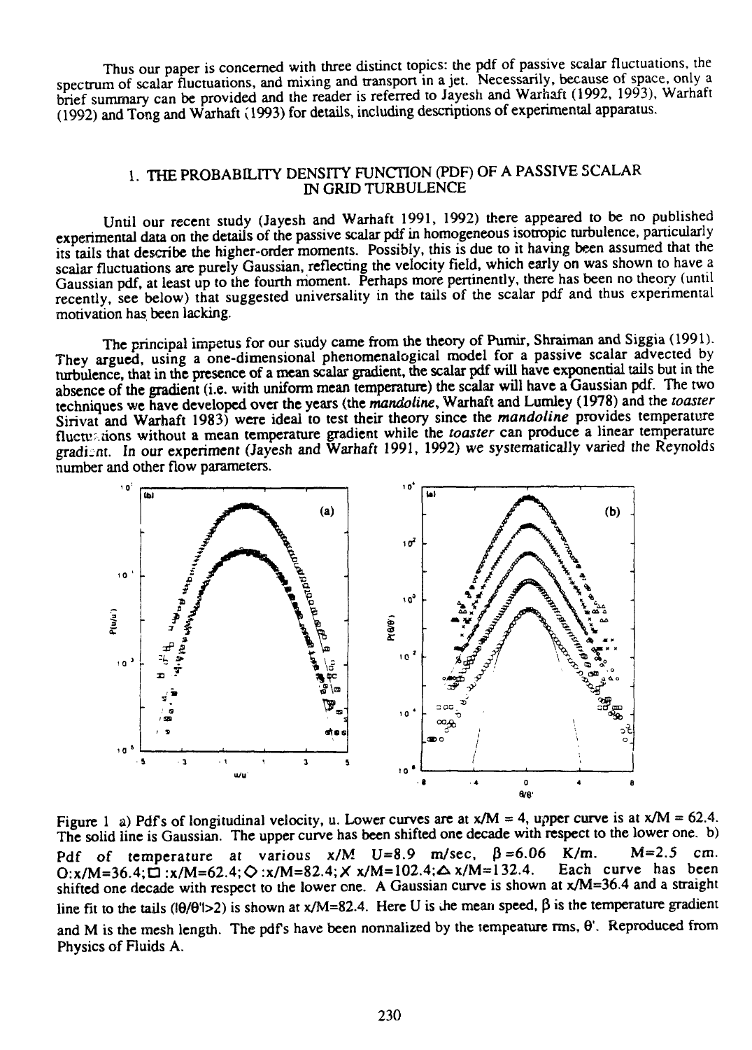Thus our paper is concerned with three distinct topics: the pdf of passive scalar fluctuations, the spectrum of scalar fluctuations, and mixing and transport in a jet. Necessarily, because of space, only a brief summary can be provided and the reader is referred to Jayesh and Warhaft (1992, 1993), Warhaft (1992) and Tong and Warhaft (1993) for details, including descriptions of experimental apparatus.

## 1. THE PROBABILITY DENSITY FUNCTION (PDF) OF A PASSIVE SCALAR IN GRID TURBULENCE

Until our recent study (Jayesh and Warhaft 1991, 1992) there appeared to be no published experimental data on the details of the passive scalar pdf in homogeneous isotropic turbulence, particularly its tails that describe the higher-order moments. Possibly, this is due to it having been assumed that the scalar fluctuations are purely Gaussian, reflecting the velocity field, which early on was shown to have a Gaussian pdf, at least up to the fourth moment. Perhaps more pertinently, there has been no theory (until recently, see below) that suggested universality in the tails of the scalar pdf and thus experimental motivation has been lacking.

The principal impetus for our study came from the theory of Pumir, Shraiman and Siggia (1991). They argued, using a one-dimensional phenomenalogical model for a passive scalar advected by turbulence, that in the presence of a mean scalar gradient, the scalar pdf will have exponential tails but in the absence of the gradient (i.e. with uniform mean temperature) the scalar will have a Gaussian pdf. The two techniques we have developed over the years (the *mandoline*, Warhaft and Lumley (1978) and the *toaster* Sirivat and Warhaft 1983) were ideal to test their theory since the *mandoline* provides temperature fluctuations without a mean temperature gradient while the *toaster* can produce a linear temperature gradient. In our experiment (Jayesh and Warhaft 1991, 1992) we systematically varied the Reynolds number and other flow parameters.

Figure 1 a) Pdf's of longitudinal velocity, u. Lower curves are at $x/M = 4$, upper curve is at $x/M = 62.4$. The solid line is Gaussian. The upper curve has been shifted one decade with respect to the lower one. b) Pdf of temperature at various $x/M$ $U=8.9$ m/sec, $\beta=6.06$ K/m. $M=2.5$ cm. O:$x/M=36.4$; □ :$x/M=62.4$; ◇ :$x/M=82.4$; X $x/M=102.4$; △ $x/M=132.4$. Each curve has been shifted one decade with respect to the lower one. A Gaussian curve is shown at $x/M=36.4$ and a straight line fit to the tails ($|\theta/\theta'|>2$) is shown at $x/M=82.4$. Here U is the mean speed, $\beta$ is the temperature gradient and M is the mesh length. The pdf's have been normalized by the tempeature rms, $\theta'$. Reproduced from Physics of Fluids A.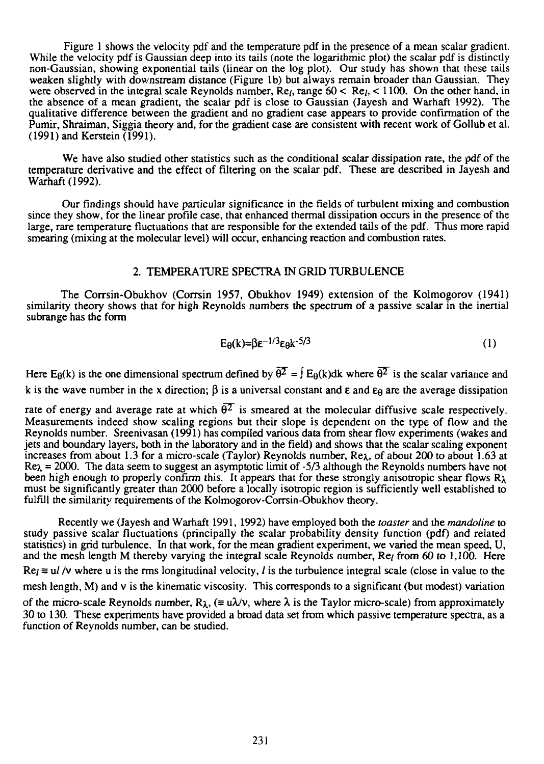Figure 1 shows the velocity pdf and the temperature pdf in the presence of a mean scalar gradient. While the velocity pdf is Gaussian deep into its tails (note the logarithmic plot) the scalar pdf is distinctly non-Gaussian, showing exponential tails (linear on the log plot). Our study has shown that these tails weaken slightly with downstream distance (Figure 1b) but always remain broader than Gaussian. They were observed in the integral scale Reynolds number, $Re_l$, range $60 < Re_l < 1100$. On the other hand, in the absence of a mean gradient, the scalar pdf is close to Gaussian (Jayesh and Warhaft 1992). The qualitative difference between the gradient and no gradient case appears to provide confirmation of the Pumir, Shraiman, Siggia theory and, for the gradient case are consistent with recent work of Gollub et al. (1991) and Kerstein (1991).

We have also studied other statistics such as the conditional scalar dissipation rate, the pdf of the temperature derivative and the effect of filtering on the scalar pdf. These are described in Jayesh and Warhaft (1992).

Our findings should have particular significance in the fields of turbulent mixing and combustion since they show, for the linear profile case, that enhanced thermal dissipation occurs in the presence of the large, rare temperature fluctuations that are responsible for the extended tails of the pdf. Thus more rapid smearing (mixing at the molecular level) will occur, enhancing reaction and combustion rates.

## 2. TEMPERATURE SPECTRA IN GRID TURBULENCE

The Corrsin-Obukhov (Corrsin 1957, Obukhov 1949) extension of the Kolmogorov (1941) similarity theory shows that for high Reynolds numbers the spectrum of a passive scalar in the inertial subrange has the form

$$E_\theta(k)=\beta\varepsilon^{-1/3}\varepsilon_\theta k^{-5/3} \tag{1}$$

Here $E_\theta(k)$ is the one dimensional spectrum defined by $\overline{\theta^2} = \int E_\theta(k)dk$ where $\overline{\theta^2}$ is the scalar variance and $k$ is the wave number in the x direction; $\beta$ is a universal constant and $\varepsilon$ and $\varepsilon_\theta$ are the average dissipation rate of energy and average rate at which $\overline{\theta^2}$ is smeared at the molecular diffusive scale respectively. Measurements indeed show scaling regions but their slope is dependent on the type of flow and the Reynolds number. Sreenivasan (1991) has compiled various data from shear flow experiments (wakes and jets and boundary layers, both in the laboratory and in the field) and shows that the scalar scaling exponent increases from about 1.3 for a micro-scale (Taylor) Reynolds number, $Re_\lambda$, of about 200 to about 1.63 at $Re_\lambda = 2000$. The data seem to suggest an asymptotic limit of -5/3 although the Reynolds numbers have not been high enough to properly confirm this. It appears that for these strongly anisotropic shear flows $R_\lambda$ must be significantly greater than 2000 before a locally isotropic region is sufficiently well established to fulfill the similarity requirements of the Kolmogorov-Corrsin-Obukhov theory.

Recently we (Jayesh and Warhaft 1991, 1992) have employed both the *toaster* and the *mandoline* to study passive scalar fluctuations (principally the scalar probability density function (pdf) and related statistics) in grid turbulence. In that work, for the mean gradient experiment, we varied the mean speed, U, and the mesh length M thereby varying the integral scale Reynolds number, $Re_l$ from 60 to 1,100. Here $Re_l \equiv ul/\nu$ where $u$ is the rms longitudinal velocity, $l$ is the turbulence integral scale (close in value to the mesh length, M) and $\nu$ is the kinematic viscosity. This corresponds to a significant (but modest) variation of the micro-scale Reynolds number, $R_\lambda$, ($\equiv u\lambda/\nu$, where $\lambda$ is the Taylor micro-scale) from approximately 30 to 130. These experiments have provided a broad data set from which passive temperature spectra, as a function of Reynolds number, can be studied.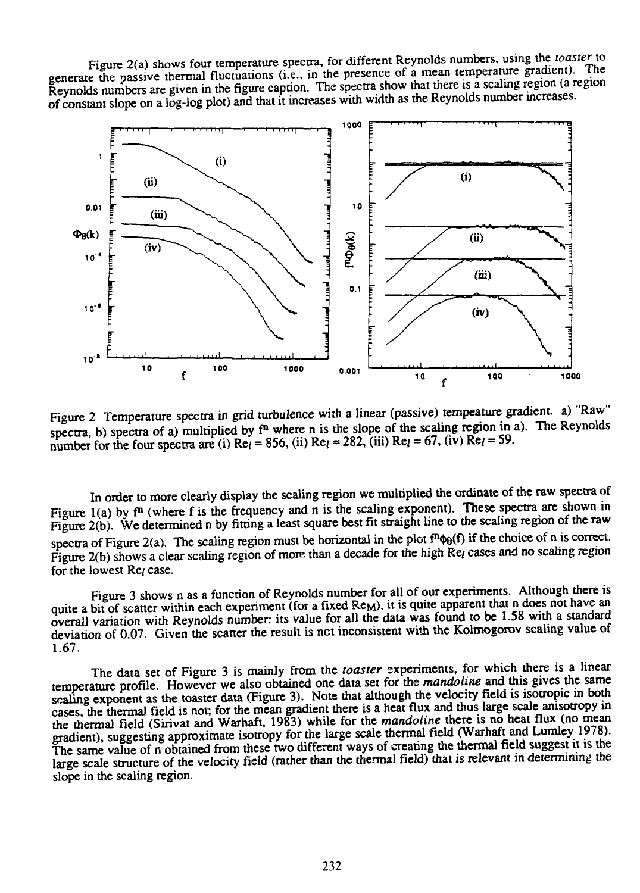Figure 2(a) shows four temperature spectra, for different Reynolds numbers, using the *toaster* to generate the passive thermal fluctuations (i.e., in the presence of a mean temperature gradient). The Reynolds numbers are given in the figure caption. The spectra show that there is a scaling region (a region of constant slope on a log-log plot) and that it increases with width as the Reynolds number increases.

Figure 2 Temperature spectra in grid turbulence with a linear (passive) tempeature gradient. a) "Raw" spectra, b) spectra of a) multiplied by $f^n$ where n is the slope of the scaling region in a). The Reynolds number for the four spectra are (i) $Re_l = 856$, (ii) $Re_l = 282$, (iii) $Re_l = 67$, (iv) $Re_l = 59$.

In order to more clearly display the scaling region we multiplied the ordinate of the raw spectra of Figure 1(a) by $f^n$ (where f is the frequency and n is the scaling exponent). These spectra are shown in Figure 2(b). We determined n by fitting a least square best fit straight line to the scaling region of the raw spectra of Figure 2(a). The scaling region must be horizontal in the plot $f^n\phi_\theta(f)$ if the choice of n is correct. Figure 2(b) shows a clear scaling region of more than a decade for the high $Re_l$ cases and no scaling region for the lowest $Re_l$ case.

Figure 3 shows n as a function of Reynolds number for all of our experiments. Although there is quite a bit of scatter within each experiment (for a fixed $Re_M$), it is quite apparent that n does not have an overall variation with Reynolds number: its value for all the data was found to be 1.58 with a standard deviation of 0.07. Given the scatter the result is not inconsistent with the Kolmogorov scaling value of 1.67.

The data set of Figure 3 is mainly from the *toaster* experiments, for which there is a linear temperature profile. However we also obtained one data set for the *mandoline* and this gives the same scaling exponent as the toaster data (Figure 3). Note that although the velocity field is isotropic in both cases, the thermal field is not; for the mean gradient there is a heat flux and thus large scale anisotropy in the thermal field (Sirivat and Warhaft, 1983) while for the *mandoline* there is no heat flux (no mean gradient), suggesting approximate isotropy for the large scale thermal field (Warhaft and Lumley 1978). The same value of n obtained from these two different ways of creating the thermal field suggest it is the large scale structure of the velocity field (rather than the thermal field) that is relevant in determining the slope in the scaling region.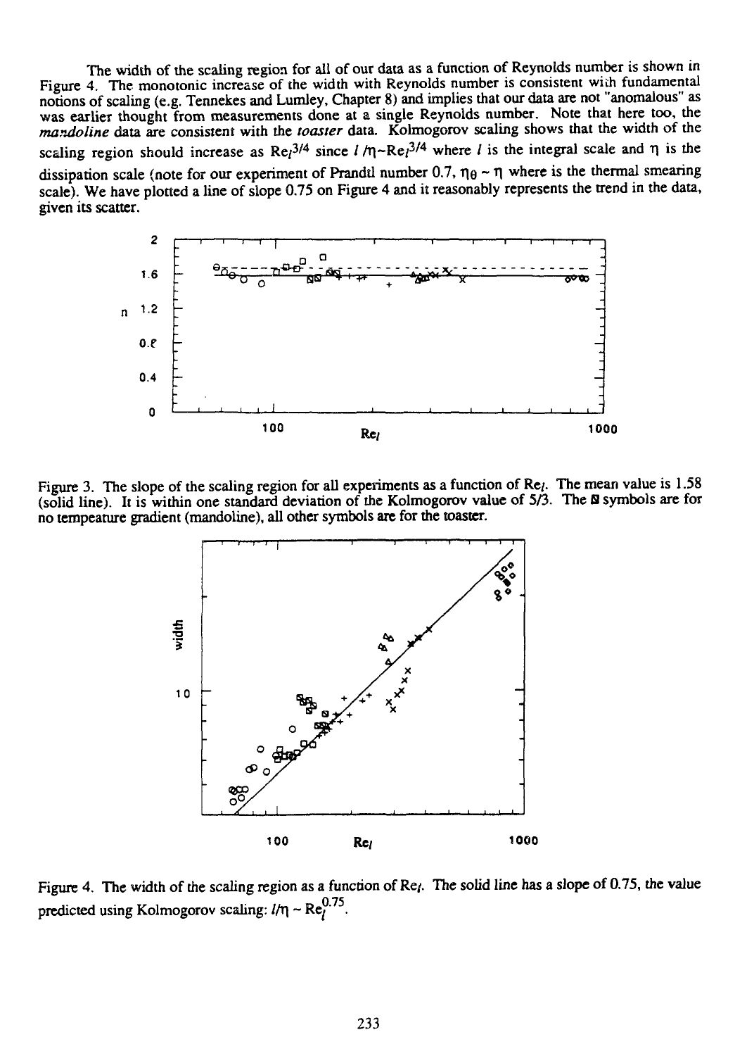The width of the scaling region for all of our data as a function of Reynolds number is shown in Figure 4. The monotonic increase of the width with Reynolds number is consistent with fundamental notions of scaling (e.g. Tennekes and Lumley, Chapter 8) and implies that our data are not "anomalous" as was earlier thought from measurements done at a single Reynolds number. Note that here too, the *mandoline* data are consistent with the *toaster* data. Kolmogorov scaling shows that the width of the scaling region should increase as $Re_l^{3/4}$ since $l/\eta \sim Re_l^{3/4}$ where $l$ is the integral scale and $\eta$ is the dissipation scale (note for our experiment of Prandtl number 0.7, $\eta_\theta \sim \eta$ where is the thermal smearing scale). We have plotted a line of slope 0.75 on Figure 4 and it reasonably represents the trend in the data, given its scatter.

Figure 3. The slope of the scaling region for all experiments as a function of $Re_l$. The mean value is 1.58 (solid line). It is within one standard deviation of the Kolmogorov value of 5/3. The ▧ symbols are for no tempeature gradient (mandoline), all other symbols are for the toaster.

Figure 4. The width of the scaling region as a function of $Re_l$. The solid line has a slope of 0.75, the value predicted using Kolmogorov scaling: $l/\eta \sim Re_l^{0.75}$.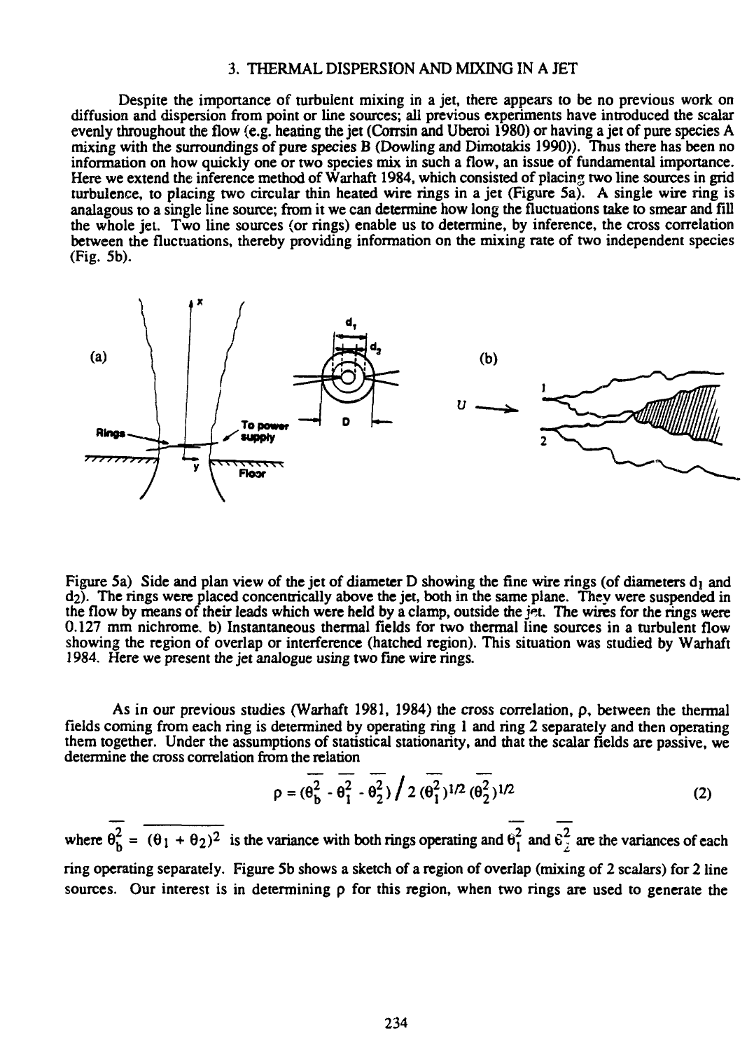## 3. THERMAL DISPERSION AND MIXING IN A JET

Despite the importance of turbulent mixing in a jet, there appears to be no previous work on diffusion and dispersion from point or line sources; all previous experiments have introduced the scalar evenly throughout the flow (e.g. heating the jet (Corrsin and Uberoi 1980) or having a jet of pure species A mixing with the surroundings of pure species B (Dowling and Dimotakis 1990)). Thus there has been no information on how quickly one or two species mix in such a flow, an issue of fundamental importance. Here we extend the inference method of Warhaft 1984, which consisted of placing two line sources in grid turbulence, to placing two circular thin heated wire rings in a jet (Figure 5a). A single wire ring is analagous to a single line source; from it we can determine how long the fluctuations take to smear and fill the whole jet. Two line sources (or rings) enable us to determine, by inference, the cross correlation between the fluctuations, thereby providing information on the mixing rate of two independent species (Fig. 5b).

Figure 5a) Side and plan view of the jet of diameter D showing the fine wire rings (of diameters $d_1$ and $d_2$). The rings were placed concentrically above the jet, both in the same plane. They were suspended in the flow by means of their leads which were held by a clamp, outside the jet. The wires for the rings were 0.127 mm nichrome. b) Instantaneous thermal fields for two thermal line sources in a turbulent flow showing the region of overlap or interference (hatched region). This situation was studied by Warhaft 1984. Here we present the jet analogue using two fine wire rings.

As in our previous studies (Warhaft 1981, 1984) the cross correlation, $\rho$, between the thermal fields coming from each ring is determined by operating ring 1 and ring 2 separately and then operating them together. Under the assumptions of statistical stationarity, and that the scalar fields are passive, we determine the cross correlation from the relation

$$\rho = (\overline{\theta_b^2} - \overline{\theta_1^2} - \overline{\theta_2^2}) \big/ 2\,(\overline{\theta_1^2})^{1/2}\,(\overline{\theta_2^2})^{1/2} \tag{2}$$

where $\overline{\theta_b^2} = \overline{(\theta_1 + \theta_2)^2}$ is the variance with both rings operating and $\overline{\theta_1^2}$ and $\overline{\theta_2^2}$ are the variances of each ring operating separately. Figure 5b shows a sketch of a region of overlap (mixing of 2 scalars) for 2 line sources. Our interest is in determining $\rho$ for this region, when two rings are used to generate the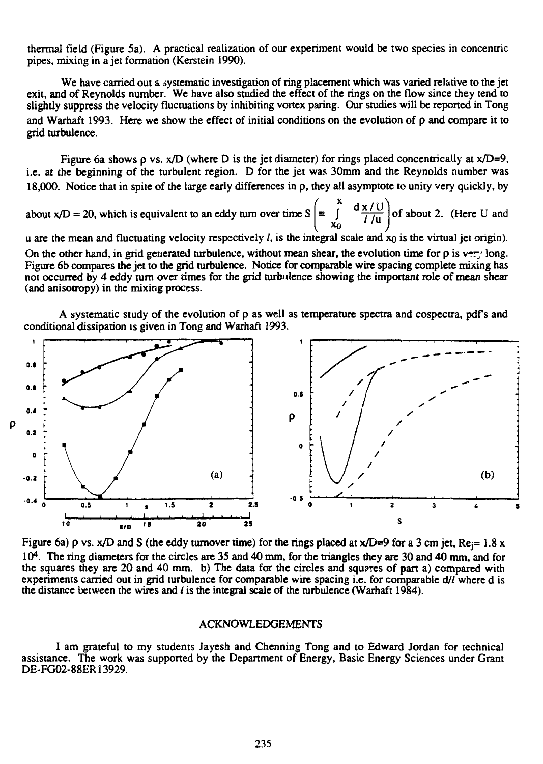thermal field (Figure 5a). A practical realization of our experiment would be two species in concentric pipes, mixing in a jet formation (Kerstein 1990).

We have carried out a systematic investigation of ring placement which was varied relative to the jet exit, and of Reynolds number. We have also studied the effect of the rings on the flow since they tend to slightly suppress the velocity fluctuations by inhibiting vortex paring. Our studies will be reported in Tong and Warhaft 1993. Here we show the effect of initial conditions on the evolution of $\rho$ and compare it to grid turbulence.

Figure 6a shows $\rho$ vs. x/D (where D is the jet diameter) for rings placed concentrically at x/D=9, i.e. at the beginning of the turbulent region. D for the jet was 30mm and the Reynolds number was 18,000. Notice that in spite of the large early differences in $\rho$, they all asymptote to unity very quickly, by about x/D = 20, which is equivalent to an eddy turn over time $S \left( \equiv \int_{x_0}^{x} \frac{d\,x/U}{l/u} \right)$ of about 2. (Here U and u are the mean and fluctuating velocity respectively $l$, is the integral scale and $x_0$ is the virtual jet origin). On the other hand, in grid generated turbulence, without mean shear, the evolution time for $\rho$ is very long. Figure 6b compares the jet to the grid turbulence. Notice for comparable wire spacing complete mixing has not occurred by 4 eddy turn over times for the grid turbulence showing the important role of mean shear (and anisotropy) in the mixing process.

A systematic study of the evolution of $\rho$ as well as temperature spectra and cospectra, pdf's and conditional dissipation is given in Tong and Warhaft 1993.

Figure 6a) $\rho$ vs. x/D and S (the eddy turnover time) for the rings placed at x/D=9 for a 3 cm jet, $Re_j = 1.8 \times 10^4$. The ring diameters for the circles are 35 and 40 mm, for the triangles they are 30 and 40 mm, and for the squares they are 20 and 40 mm. b) The data for the circles and squares of part a) compared with experiments carried out in grid turbulence for comparable wire spacing i.e. for comparable $d/l$ where d is the distance between the wires and $l$ is the integral scale of the turbulence (Warhaft 1984).

## ACKNOWLEDGEMENTS

I am grateful to my students Jayesh and Chenning Tong and to Edward Jordan for technical assistance. The work was supported by the Department of Energy, Basic Energy Sciences under Grant DE-FG02-88ER13929.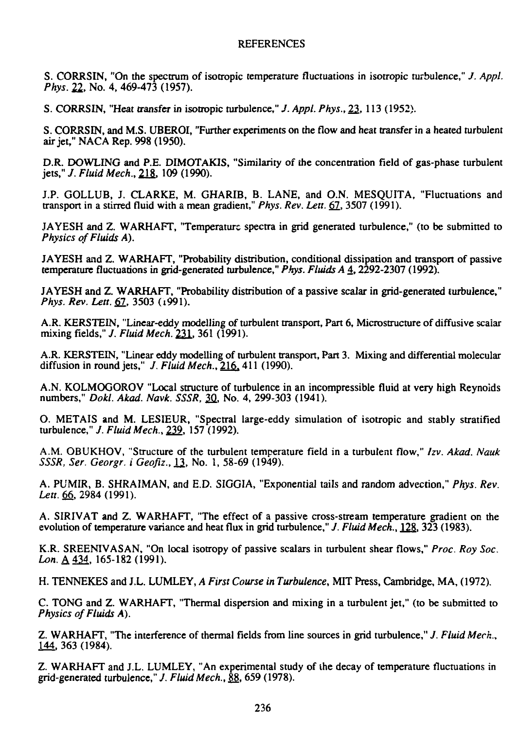# REFERENCES

S. CORRSIN, "On the spectrum of isotropic temperature fluctuations in isotropic turbulence," *J. Appl. Phys.* 22, No. 4, 469-473 (1957).

S. CORRSIN, "Heat transfer in isotropic turbulence," *J. Appl. Phys.*, 23, 113 (1952).

S. CORRSIN, and M.S. UBEROI, "Further experiments on the flow and heat transfer in a heated turbulent air jet," NACA Rep. 998 (1950).

D.R. DOWLING and P.E. DIMOTAKIS, "Similarity of the concentration field of gas-phase turbulent jets," *J. Fluid Mech.*, 218, 109 (1990).

J.P. GOLLUB, J. CLARKE, M. GHARIB, B. LANE, and O.N. MESQUITA, "Fluctuations and transport in a stirred fluid with a mean gradient," *Phys. Rev. Lett.* 67, 3507 (1991).

JAYESH and Z. WARHAFT, "Temperature spectra in grid generated turbulence," (to be submitted to *Physics of Fluids A*).

JAYESH and Z. WARHAFT, "Probability distribution, conditional dissipation and transport of passive temperature fluctuations in grid-generated turbulence," *Phys. Fluids A* 4, 2292-2307 (1992).

JAYESH and Z. WARHAFT, "Probability distribution of a passive scalar in grid-generated turbulence," *Phys. Rev. Lett.* 67, 3503 (1991).

A.R. KERSTEIN, "Linear-eddy modelling of turbulent transport, Part 6, Microstructure of diffusive scalar mixing fields," *J. Fluid Mech.* 231, 361 (1991).

A.R. KERSTEIN, "Linear eddy modelling of turbulent transport, Part 3. Mixing and differential molecular diffusion in round jets," *J. Fluid Mech.*, 216, 411 (1990).

A.N. KOLMOGOROV "Local structure of turbulence in an incompressible fluid at very high Reynolds numbers," *Dokl. Akad. Navk. SSSR*, 30, No. 4, 299-303 (1941).

O. METAIS and M. LESIEUR, "Spectral large-eddy simulation of isotropic and stably stratified turbulence," *J. Fluid Mech.*, 239, 157 (1992).

A.M. OBUKHOV, "Structure of the turbulent temperature field in a turbulent flow," *Izv. Akad. Nauk SSSR, Ser. Georgr. i Geofiz.*, 13, No. 1, 58-69 (1949).

A. PUMIR, B. SHRAIMAN, and E.D. SIGGIA, "Exponential tails and random advection," *Phys. Rev. Lett.* 66, 2984 (1991).

A. SIRIVAT and Z. WARHAFT, "The effect of a passive cross-stream temperature gradient on the evolution of temperature variance and heat flux in grid turbulence," *J. Fluid Mech.*, 128, 323 (1983).

K.R. SREENIVASAN, "On local isotropy of passive scalars in turbulent shear flows," *Proc. Roy Soc. Lon.* A 434, 165-182 (1991).

H. TENNEKES and J.L. LUMLEY, *A First Course in Turbulence*, MIT Press, Cambridge, MA, (1972).

C. TONG and Z. WARHAFT, "Thermal dispersion and mixing in a turbulent jet," (to be submitted to *Physics of Fluids A*).

Z. WARHAFT, "The interference of thermal fields from line sources in grid turbulence," *J. Fluid Mech.*, 144, 363 (1984).

Z. WARHAFT and J.L. LUMLEY, "An experimental study of the decay of temperature fluctuations in grid-generated turbulence," *J. Fluid Mech.*, 88, 659 (1978).